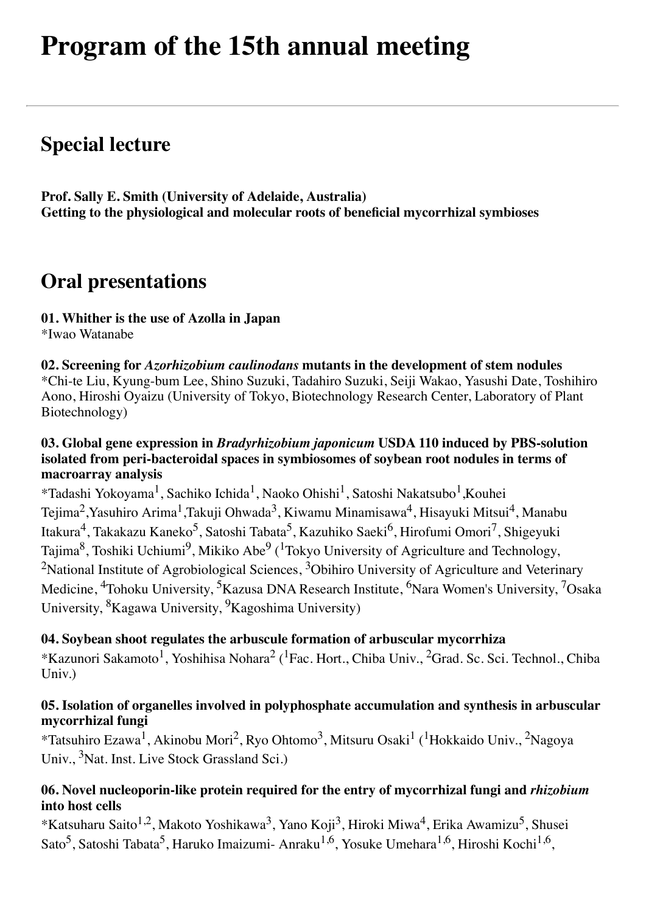# Program of the 15th annual meeting

## Special lecture

**Prof. Sally E. Smith (University of Adelaide, Australia)**
**Getting to the physiological and molecular roots of beneficial mycorrhizal symbioses**

## Oral presentations

**01. Whither is the use of Azolla in Japan**
*Iwao Watanabe

**02. Screening for *Azorhizobium caulinodans* mutants in the development of stem nodules**
*Chi-te Liu, Kyung-bum Lee, Shino Suzuki, Tadahiro Suzuki, Seiji Wakao, Yasushi Date, Toshihiro Aono, Hiroshi Oyaizu (University of Tokyo, Biotechnology Research Center, Laboratory of Plant Biotechnology)

**03. Global gene expression in *Bradyrhizobium japonicum* USDA 110 induced by PBS-solution isolated from peri-bacteroidal spaces in symbiosomes of soybean root nodules in terms of macroarray analysis**
*Tadashi Yokoyama[1], Sachiko Ichida[1], Naoko Ohishi[1], Satoshi Nakatsubo[1],Kouhei Tejima[2],Yasuhiro Arima[1],Takuji Ohwada[3], Kiwamu Minamisawa[4], Hisayuki Mitsui[4], Manabu Itakura[4], Takakazu Kaneko[5], Satoshi Tabata[5], Kazuhiko Saeki[6], Hirofumi Omori[7], Shigeyuki Tajima[8], Toshiki Uchiumi[9], Mikiko Abe[9] ([1]Tokyo University of Agriculture and Technology, [2]National Institute of Agrobiological Sciences, [3]Obihiro University of Agriculture and Veterinary Medicine, [4]Tohoku University, [5]Kazusa DNA Research Institute, [6]Nara Women's University, [7]Osaka University, [8]Kagawa University, [9]Kagoshima University)

**04. Soybean shoot regulates the arbuscule formation of arbuscular mycorrhiza**
*Kazunori Sakamoto[1], Yoshihisa Nohara[2] ([1]Fac. Hort., Chiba Univ., [2]Grad. Sc. Sci. Technol., Chiba Univ.)

**05. Isolation of organelles involved in polyphosphate accumulation and synthesis in arbuscular mycorrhizal fungi**
*Tatsuhiro Ezawa[1], Akinobu Mori[2], Ryo Ohtomo[3], Mitsuru Osaki[1] ([1]Hokkaido Univ., [2]Nagoya Univ., [3]Nat. Inst. Live Stock Grassland Sci.)

**06. Novel nucleoporin-like protein required for the entry of mycorrhizal fungi and *rhizobium* into host cells**
*Katsuharu Saito[1,2], Makoto Yoshikawa[3], Yano Koji[3], Hiroki Miwa[4], Erika Awamizu[5], Shusei Sato[5], Satoshi Tabata[5], Haruko Imaizumi- Anraku[1,6], Yosuke Umehara[1,6], Hiroshi Kochi[1,6],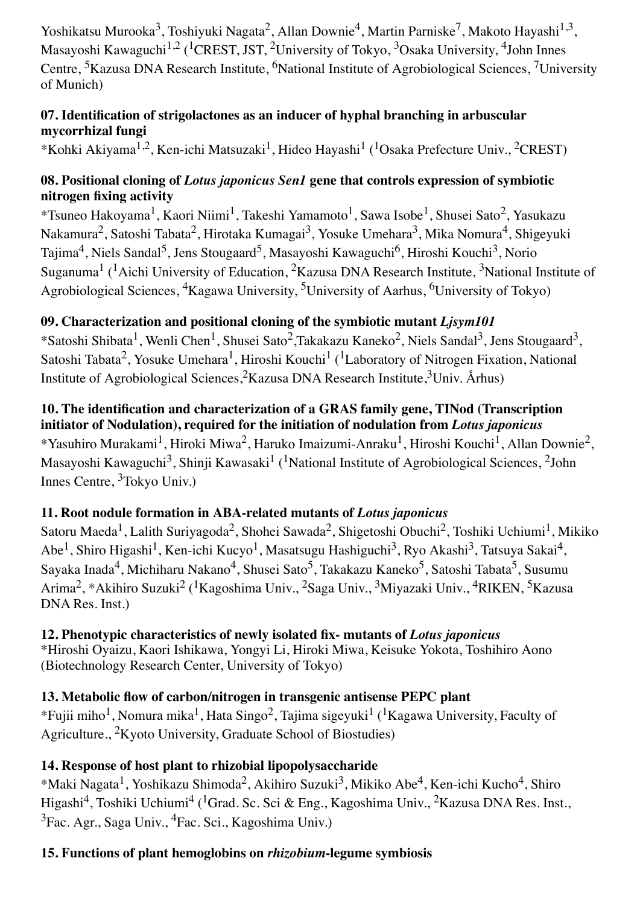Yoshikatsu Murooka[3], Toshiyuki Nagata[2], Allan Downie[4], Martin Parniske[7], Makoto Hayashi[1,3], Masayoshi Kawaguchi[1,2] ([1]CREST, JST, [2]University of Tokyo, [3]Osaka University, [4]John Innes Centre, [5]Kazusa DNA Research Institute, [6]National Institute of Agrobiological Sciences, [7]University of Munich)

**07. Identification of strigolactones as an inducer of hyphal branching in arbuscular mycorrhizal fungi**

*Kohki Akiyama[1,2], Ken-ichi Matsuzaki[1], Hideo Hayashi[1] ([1]Osaka Prefecture Univ., [2]CREST)

**08. Positional cloning of *Lotus japonicus Sen1* gene that controls expression of symbiotic nitrogen fixing activity**

*Tsuneo Hakoyama[1], Kaori Niimi[1], Takeshi Yamamoto[1], Sawa Isobe[1], Shusei Sato[2], Yasukazu Nakamura[2], Satoshi Tabata[2], Hirotaka Kumagai[3], Yosuke Umehara[3], Mika Nomura[4], Shigeyuki Tajima[4], Niels Sandal[5], Jens Stougaard[5], Masayoshi Kawaguchi[6], Hiroshi Kouchi[3], Norio Suganuma[1] ([1]Aichi University of Education, [2]Kazusa DNA Research Institute, [3]National Institute of Agrobiological Sciences, [4]Kagawa University, [5]University of Aarhus, [6]University of Tokyo)

**09. Characterization and positional cloning of the symbiotic mutant *Ljsym101***

*Satoshi Shibata[1], Wenli Chen[1], Shusei Sato[2],Takakazu Kaneko[2], Niels Sandal[3], Jens Stougaard[3], Satoshi Tabata[2], Yosuke Umehara[1], Hiroshi Kouchi[1] ([1]Laboratory of Nitrogen Fixation, National Institute of Agrobiological Sciences,[2]Kazusa DNA Research Institute,[3]Univ. Århus)

**10. The identification and characterization of a GRAS family gene, TINod (Transcription initiator of Nodulation), required for the initiation of nodulation from *Lotus japonicus***

*Yasuhiro Murakami[1], Hiroki Miwa[2], Haruko Imaizumi-Anraku[1], Hiroshi Kouchi[1], Allan Downie[2], Masayoshi Kawaguchi[3], Shinji Kawasaki[1] ([1]National Institute of Agrobiological Sciences, [2]John Innes Centre, [3]Tokyo Univ.)

**11. Root nodule formation in ABA-related mutants of *Lotus japonicus***

Satoru Maeda[1], Lalith Suriyagoda[2], Shohei Sawada[2], Shigetoshi Obuchi[2], Toshiki Uchiumi[1], Mikiko Abe[1], Shiro Higashi[1], Ken-ichi Kucyo[1], Masatsugu Hashiguchi[3], Ryo Akashi[3], Tatsuya Sakai[4], Sayaka Inada[4], Michiharu Nakano[4], Shusei Sato[5], Takakazu Kaneko[5], Satoshi Tabata[5], Susumu Arima[2], *Akihiro Suzuki[2] ([1]Kagoshima Univ., [2]Saga Univ., [3]Miyazaki Univ., [4]RIKEN, [5]Kazusa DNA Res. Inst.)

**12. Phenotypic characteristics of newly isolated fix- mutants of *Lotus japonicus***

*Hiroshi Oyaizu, Kaori Ishikawa, Yongyi Li, Hiroki Miwa, Keisuke Yokota, Toshihiro Aono (Biotechnology Research Center, University of Tokyo)

**13. Metabolic flow of carbon/nitrogen in transgenic antisense PEPC plant**

*Fujii miho[1], Nomura mika[1], Hata Singo[2], Tajima sigeyuki[1] ([1]Kagawa University, Faculty of Agriculture., [2]Kyoto University, Graduate School of Biostudies)

**14. Response of host plant to rhizobial lipopolysaccharide**

*Maki Nagata[1], Yoshikazu Shimoda[2], Akihiro Suzuki[3], Mikiko Abe[4], Ken-ichi Kucho[4], Shiro Higashi[4], Toshiki Uchiumi[4] ([1]Grad. Sc. Sci & Eng., Kagoshima Univ., [2]Kazusa DNA Res. Inst., [3]Fac. Agr., Saga Univ., [4]Fac. Sci., Kagoshima Univ.)

**15. Functions of plant hemoglobins on *rhizobium*-legume symbiosis**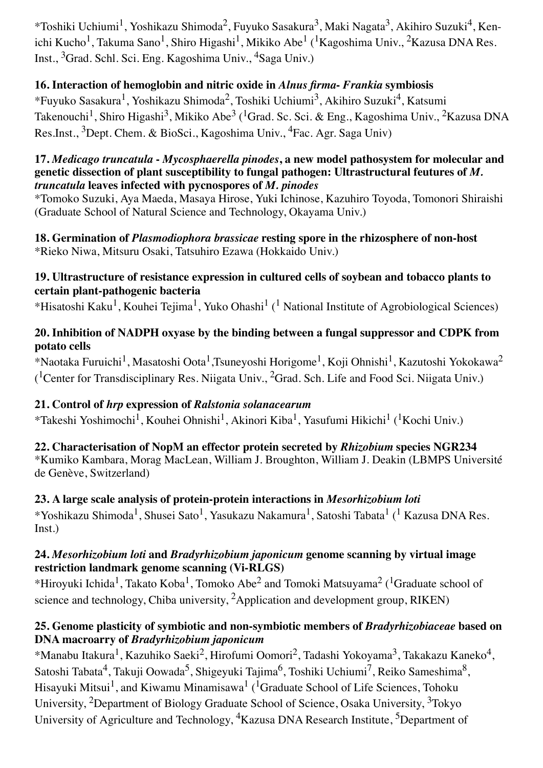*Toshiki Uchiumi[1], Yoshikazu Shimoda[2], Fuyuko Sasakura[3], Maki Nagata[3], Akihiro Suzuki[4], Ken-ichi Kucho[1], Takuma Sano[1], Shiro Higashi[1], Mikiko Abe[1] ([1]Kagoshima Univ., [2]Kazusa DNA Res. Inst., [3]Grad. Schl. Sci. Eng. Kagoshima Univ., [4]Saga Univ.)

**16. Interaction of hemoglobin and nitric oxide in *Alnus firma- Frankia* symbiosis**
*Fuyuko Sasakura[1], Yoshikazu Shimoda[2], Toshiki Uchiumi[3], Akihiro Suzuki[4], Katsumi Takenouchi[1], Shiro Higashi[3], Mikiko Abe[3] ([1]Grad. Sc. Sci. & Eng., Kagoshima Univ., [2]Kazusa DNA Res.Inst., [3]Dept. Chem. & BioSci., Kagoshima Univ., [4]Fac. Agr. Saga Univ)

**17. *Medicago truncatula - Mycosphaerella pinodes*, a new model pathosystem for molecular and genetic dissection of plant susceptibility to fungal pathogen: Ultrastructural feutures of *M. truncatula* leaves infected with pycnospores of *M. pinodes***
*Tomoko Suzuki, Aya Maeda, Masaya Hirose, Yuki Ichinose, Kazuhiro Toyoda, Tomonori Shiraishi (Graduate School of Natural Science and Technology, Okayama Univ.)

**18. Germination of *Plasmodiophora brassicae* resting spore in the rhizosphere of non-host**
*Rieko Niwa, Mitsuru Osaki, Tatsuhiro Ezawa (Hokkaido Univ.)

**19. Ultrastructure of resistance expression in cultured cells of soybean and tobacco plants to certain plant-pathogenic bacteria**
*Hisatoshi Kaku[1], Kouhei Tejima[1], Yuko Ohashi[1] ([1] National Institute of Agrobiological Sciences)

**20. Inhibition of NADPH oxyase by the binding between a fungal suppressor and CDPK from potato cells**
*Naotaka Furuichi[1], Masatoshi Oota[1],Tsuneyoshi Horigome[1], Koji Ohnishi[1], Kazutoshi Yokokawa[2] ([1]Center for Transdisciplinary Res. Niigata Univ., [2]Grad. Sch. Life and Food Sci. Niigata Univ.)

**21. Control of *hrp* expression of *Ralstonia solanacearum***
*Takeshi Yoshimochi[1], Kouhei Ohnishi[1], Akinori Kiba[1], Yasufumi Hikichi[1] ([1]Kochi Univ.)

**22. Characterisation of NopM an effector protein secreted by *Rhizobium* species NGR234**
*Kumiko Kambara, Morag MacLean, William J. Broughton, William J. Deakin (LBMPS Université de Genève, Switzerland)

**23. A large scale analysis of protein-protein interactions in *Mesorhizobium loti***
*Yoshikazu Shimoda[1], Shusei Sato[1], Yasukazu Nakamura[1], Satoshi Tabata[1] ([1] Kazusa DNA Res. Inst.)

**24. *Mesorhizobium loti* and *Bradyrhizobium japonicum* genome scanning by virtual image restriction landmark genome scanning (Vi-RLGS)**
*Hiroyuki Ichida[1], Takato Koba[1], Tomoko Abe[2] and Tomoki Matsuyama[2] ([1]Graduate school of science and technology, Chiba university, [2]Application and development group, RIKEN)

**25. Genome plasticity of symbiotic and non-symbiotic members of *Bradyrhizobiaceae* based on DNA macroarry of *Bradyrhizobium japonicum***
*Manabu Itakura[1], Kazuhiko Saeki[2], Hirofumi Oomori[2], Tadashi Yokoyama[3], Takakazu Kaneko[4], Satoshi Tabata[4], Takuji Oowada[5], Shigeyuki Tajima[6], Toshiki Uchiumi[7], Reiko Sameshima[8], Hisayuki Mitsui[1], and Kiwamu Minamisawa[1] ([1]Graduate School of Life Sciences, Tohoku University, [2]Department of Biology Graduate School of Science, Osaka University, [3]Tokyo University of Agriculture and Technology, [4]Kazusa DNA Research Institute, [5]Department of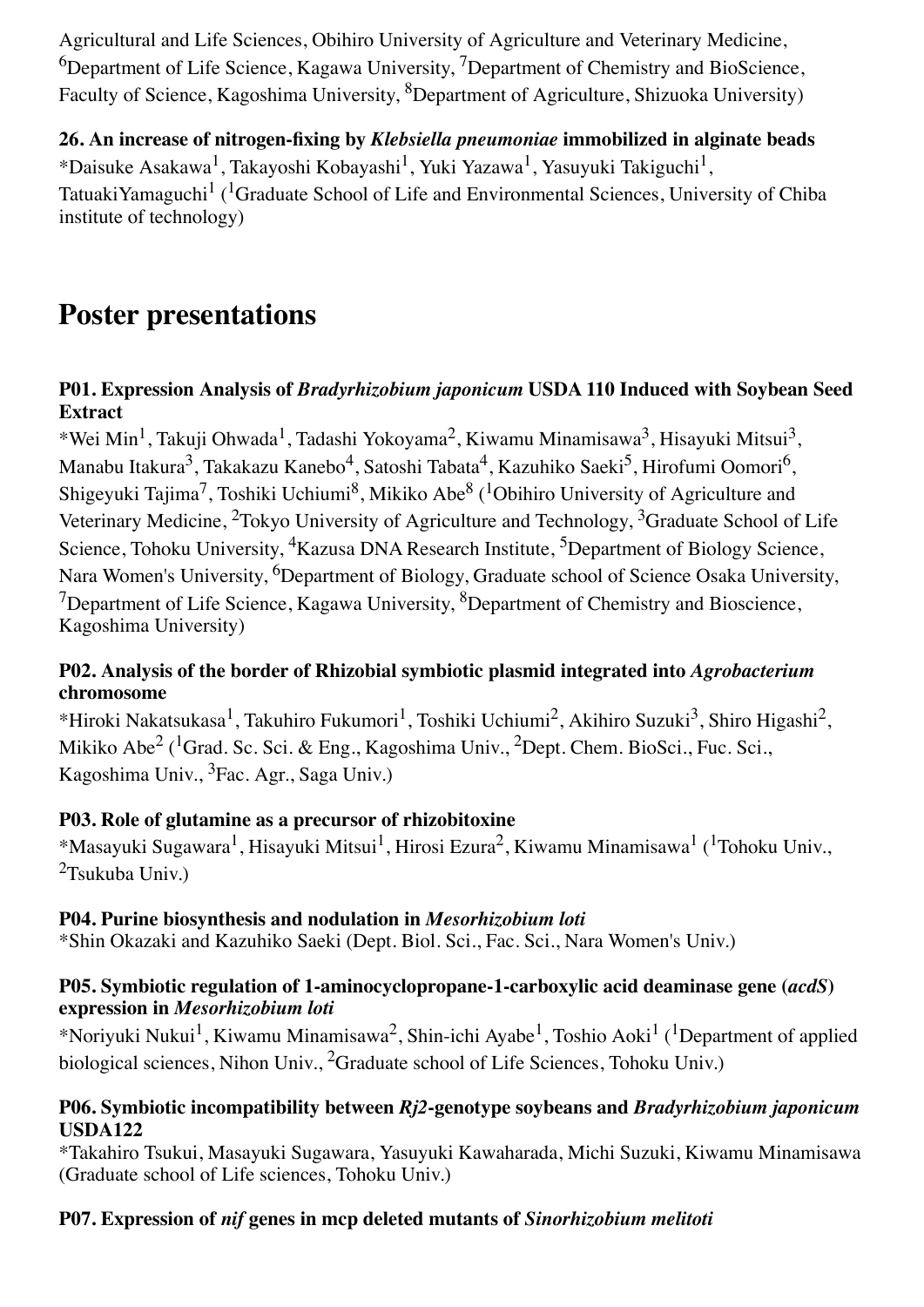Agricultural and Life Sciences, Obihiro University of Agriculture and Veterinary Medicine, [6]Department of Life Science, Kagawa University, [7]Department of Chemistry and BioScience, Faculty of Science, Kagoshima University, [8]Department of Agriculture, Shizuoka University)

**26. An increase of nitrogen-fixing by *Klebsiella pneumoniae* immobilized in alginate beads**
*Daisuke Asakawa[1], Takayoshi Kobayashi[1], Yuki Yazawa[1], Yasuyuki Takiguchi[1], TatuakiYamaguchi[1] ([1]Graduate School of Life and Environmental Sciences, University of Chiba institute of technology)

# Poster presentations

**P01. Expression Analysis of *Bradyrhizobium japonicum* USDA 110 Induced with Soybean Seed Extract**
*Wei Min[1], Takuji Ohwada[1], Tadashi Yokoyama[2], Kiwamu Minamisawa[3], Hisayuki Mitsui[3], Manabu Itakura[3], Takakazu Kanebo[4], Satoshi Tabata[4], Kazuhiko Saeki[5], Hirofumi Oomori[6], Shigeyuki Tajima[7], Toshiki Uchiumi[8], Mikiko Abe[8] ([1]Obihiro University of Agriculture and Veterinary Medicine, [2]Tokyo University of Agriculture and Technology, [3]Graduate School of Life Science, Tohoku University, [4]Kazusa DNA Research Institute, [5]Department of Biology Science, Nara Women's University, [6]Department of Biology, Graduate school of Science Osaka University, [7]Department of Life Science, Kagawa University, [8]Department of Chemistry and Bioscience, Kagoshima University)

**P02. Analysis of the border of Rhizobial symbiotic plasmid integrated into *Agrobacterium* chromosome**
*Hiroki Nakatsukasa[1], Takuhiro Fukumori[1], Toshiki Uchiumi[2], Akihiro Suzuki[3], Shiro Higashi[2], Mikiko Abe[2] ([1]Grad. Sc. Sci. & Eng., Kagoshima Univ., [2]Dept. Chem. BioSci., Fuc. Sci., Kagoshima Univ., [3]Fac. Agr., Saga Univ.)

**P03. Role of glutamine as a precursor of rhizobitoxine**
*Masayuki Sugawara[1], Hisayuki Mitsui[1], Hirosi Ezura[2], Kiwamu Minamisawa[1] ([1]Tohoku Univ., [2]Tsukuba Univ.)

**P04. Purine biosynthesis and nodulation in *Mesorhizobium loti***
*Shin Okazaki and Kazuhiko Saeki (Dept. Biol. Sci., Fac. Sci., Nara Women's Univ.)

**P05. Symbiotic regulation of 1-aminocyclopropane-1-carboxylic acid deaminase gene (*acdS*) expression in *Mesorhizobium loti***
*Noriyuki Nukui[1], Kiwamu Minamisawa[2], Shin-ichi Ayabe[1], Toshio Aoki[1] ([1]Department of applied biological sciences, Nihon Univ., [2]Graduate school of Life Sciences, Tohoku Univ.)

**P06. Symbiotic incompatibility between *Rj2*-genotype soybeans and *Bradyrhizobium japonicum* USDA122**
*Takahiro Tsukui, Masayuki Sugawara, Yasuyuki Kawaharada, Michi Suzuki, Kiwamu Minamisawa (Graduate school of Life sciences, Tohoku Univ.)

**P07. Expression of *nif* genes in mcp deleted mutants of *Sinorhizobium melitoti***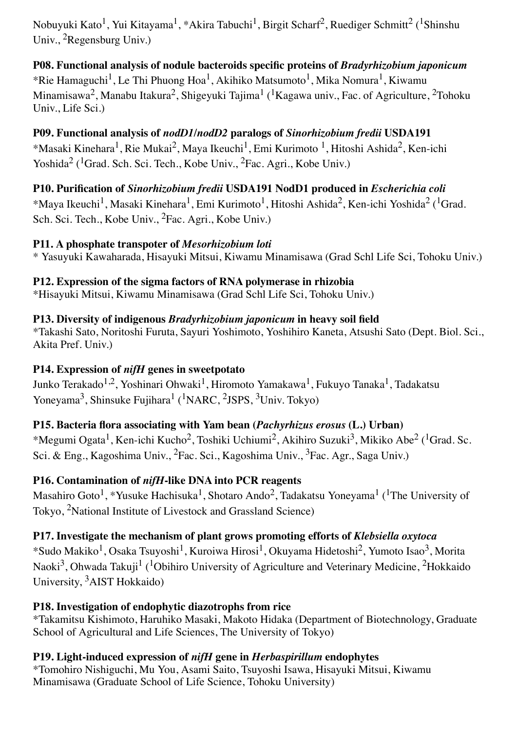Nobuyuki Kato[1], Yui Kitayama[1], *Akira Tabuchi[1], Birgit Scharf[2], Ruediger Schmitt[2] ([1]Shinshu Univ., [2]Regensburg Univ.)

**P08. Functional analysis of nodule bacteroids specific proteins of *Bradyrhizobium japonicum***
*Rie Hamaguchi[1], Le Thi Phuong Hoa[1], Akihiko Matsumoto[1], Mika Nomura[1], Kiwamu Minamisawa[2], Manabu Itakura[2], Shigeyuki Tajima[1] ([1]Kagawa univ., Fac. of Agriculture, [2]Tohoku Univ., Life Sci.)

**P09. Functional analysis of *nodD1/nodD2* paralogs of *Sinorhizobium fredii* USDA191**
*Masaki Kinehara[1], Rie Mukai[2], Maya Ikeuchi[1], Emi Kurimoto [1], Hitoshi Ashida[2], Ken-ichi Yoshida[2] ([1]Grad. Sch. Sci. Tech., Kobe Univ., [2]Fac. Agri., Kobe Univ.)

**P10. Purification of *Sinorhizobium fredii* USDA191 NodD1 produced in *Escherichia coli***
*Maya Ikeuchi[1], Masaki Kinehara[1], Emi Kurimoto[1], Hitoshi Ashida[2], Ken-ichi Yoshida[2] ([1]Grad. Sch. Sci. Tech., Kobe Univ., [2]Fac. Agri., Kobe Univ.)

**P11. A phosphate transpoter of *Mesorhizobium loti***
* Yasuyuki Kawaharada, Hisayuki Mitsui, Kiwamu Minamisawa (Grad Schl Life Sci, Tohoku Univ.)

**P12. Expression of the sigma factors of RNA polymerase in rhizobia**
*Hisayuki Mitsui, Kiwamu Minamisawa (Grad Schl Life Sci, Tohoku Univ.)

**P13. Diversity of indigenous *Bradyrhizobium japonicum* in heavy soil field**
*Takashi Sato, Noritoshi Furuta, Sayuri Yoshimoto, Yoshihiro Kaneta, Atsushi Sato (Dept. Biol. Sci., Akita Pref. Univ.)

**P14. Expression of *nifH* genes in sweetpotato**
Junko Terakado[1,2], Yoshinari Ohwaki[1], Hiromoto Yamakawa[1], Fukuyo Tanaka[1], Tadakatsu Yoneyama[3], Shinsuke Fujihara[1] ([1]NARC, [2]JSPS, [3]Univ. Tokyo)

**P15. Bacteria flora associating with Yam bean (*Pachyrhizus erosus* (L.) Urban)**
*Megumi Ogata[1], Ken-ichi Kucho[2], Toshiki Uchiumi[2], Akihiro Suzuki[3], Mikiko Abe[2] ([1]Grad. Sc. Sci. & Eng., Kagoshima Univ., [2]Fac. Sci., Kagoshima Univ., [3]Fac. Agr., Saga Univ.)

**P16. Contamination of *nifH*-like DNA into PCR reagents**
Masahiro Goto[1], *Yusuke Hachisuka[1], Shotaro Ando[2], Tadakatsu Yoneyama[1] ([1]The University of Tokyo, [2]National Institute of Livestock and Grassland Science)

**P17. Investigate the mechanism of plant grows promoting efforts of *Klebsiella oxytoca***
*Sudo Makiko[1], Osaka Tsuyoshi[1], Kuroiwa Hirosi[1], Okuyama Hidetoshi[2], Yumoto Isao[3], Morita Naoki[3], Ohwada Takuji[1] ([1]Obihiro University of Agriculture and Veterinary Medicine, [2]Hokkaido University, [3]AIST Hokkaido)

**P18. Investigation of endophytic diazotrophs from rice**
*Takamitsu Kishimoto, Haruhiko Masaki, Makoto Hidaka (Department of Biotechnology, Graduate School of Agricultural and Life Sciences, The University of Tokyo)

**P19. Light-induced expression of *nifH* gene in *Herbaspirillum* endophytes**
*Tomohiro Nishiguchi, Mu You, Asami Saito, Tsuyoshi Isawa, Hisayuki Mitsui, Kiwamu Minamisawa (Graduate School of Life Science, Tohoku University)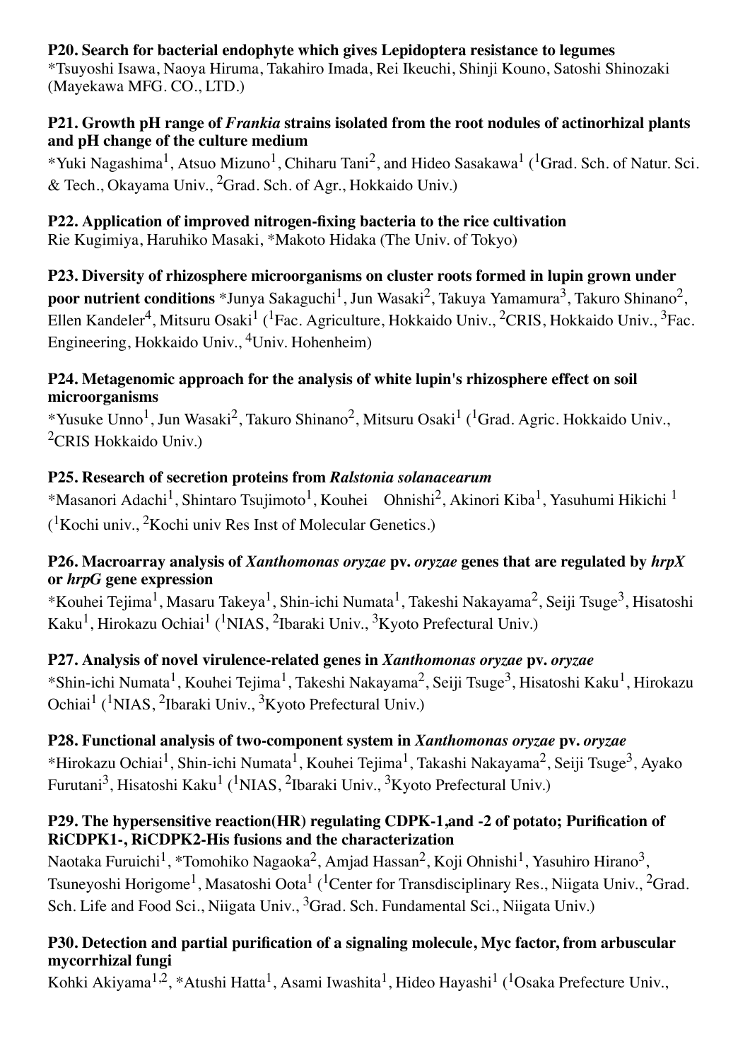**P20. Search for bacterial endophyte which gives Lepidoptera resistance to legumes**
*Tsuyoshi Isawa, Naoya Hiruma, Takahiro Imada, Rei Ikeuchi, Shinji Kouno, Satoshi Shinozaki (Mayekawa MFG. CO., LTD.)

**P21. Growth pH range of *Frankia* strains isolated from the root nodules of actinorhizal plants and pH change of the culture medium**
*Yuki Nagashima[1], Atsuo Mizuno[1], Chiharu Tani[2], and Hideo Sasakawa[1] ([1]Grad. Sch. of Natur. Sci. & Tech., Okayama Univ., [2]Grad. Sch. of Agr., Hokkaido Univ.)

**P22. Application of improved nitrogen-fixing bacteria to the rice cultivation**
Rie Kugimiya, Haruhiko Masaki, *Makoto Hidaka (The Univ. of Tokyo)

**P23. Diversity of rhizosphere microorganisms on cluster roots formed in lupin grown under poor nutrient conditions** *Junya Sakaguchi[1], Jun Wasaki[2], Takuya Yamamura[3], Takuro Shinano[2], Ellen Kandeler[4], Mitsuru Osaki[1] ([1]Fac. Agriculture, Hokkaido Univ., [2]CRIS, Hokkaido Univ., [3]Fac. Engineering, Hokkaido Univ., [4]Univ. Hohenheim)

**P24. Metagenomic approach for the analysis of white lupin's rhizosphere effect on soil microorganisms**
*Yusuke Unno[1], Jun Wasaki[2], Takuro Shinano[2], Mitsuru Osaki[1] ([1]Grad. Agric. Hokkaido Univ., [2]CRIS Hokkaido Univ.)

**P25. Research of secretion proteins from *Ralstonia solanacearum***
*Masanori Adachi[1], Shintaro Tsujimoto[1], Kouhei Ohnishi[2], Akinori Kiba[1], Yasuhumi Hikichi [1] ([1]Kochi univ., [2]Kochi univ Res Inst of Molecular Genetics.)

**P26. Macroarray analysis of *Xanthomonas oryzae* pv. *oryzae* genes that are regulated by *hrpX* or *hrpG* gene expression**
*Kouhei Tejima[1], Masaru Takeya[1], Shin-ichi Numata[1], Takeshi Nakayama[2], Seiji Tsuge[3], Hisatoshi Kaku[1], Hirokazu Ochiai[1] ([1]NIAS, [2]Ibaraki Univ., [3]Kyoto Prefectural Univ.)

**P27. Analysis of novel virulence-related genes in *Xanthomonas oryzae* pv. *oryzae***
*Shin-ichi Numata[1], Kouhei Tejima[1], Takeshi Nakayama[2], Seiji Tsuge[3], Hisatoshi Kaku[1], Hirokazu Ochiai[1] ([1]NIAS, [2]Ibaraki Univ., [3]Kyoto Prefectural Univ.)

**P28. Functional analysis of two-component system in *Xanthomonas oryzae* pv. *oryzae***
*Hirokazu Ochiai[1], Shin-ichi Numata[1], Kouhei Tejima[1], Takashi Nakayama[2], Seiji Tsuge[3], Ayako Furutani[3], Hisatoshi Kaku[1] ([1]NIAS, [2]Ibaraki Univ., [3]Kyoto Prefectural Univ.)

**P29. The hypersensitive reaction(HR) regulating CDPK-1,and -2 of potato; Purification of RiCDPK1-, RiCDPK2-His fusions and the characterization**
Naotaka Furuichi[1], *Tomohiko Nagaoka[2], Amjad Hassan[2], Koji Ohnishi[1], Yasuhiro Hirano[3], Tsuneyoshi Horigome[1], Masatoshi Oota[1] ([1]Center for Transdisciplinary Res., Niigata Univ., [2]Grad. Sch. Life and Food Sci., Niigata Univ., [3]Grad. Sch. Fundamental Sci., Niigata Univ.)

**P30. Detection and partial purification of a signaling molecule, Myc factor, from arbuscular mycorrhizal fungi**
Kohki Akiyama[1,2], *Atushi Hatta[1], Asami Iwashita[1], Hideo Hayashi[1] ([1]Osaka Prefecture Univ.,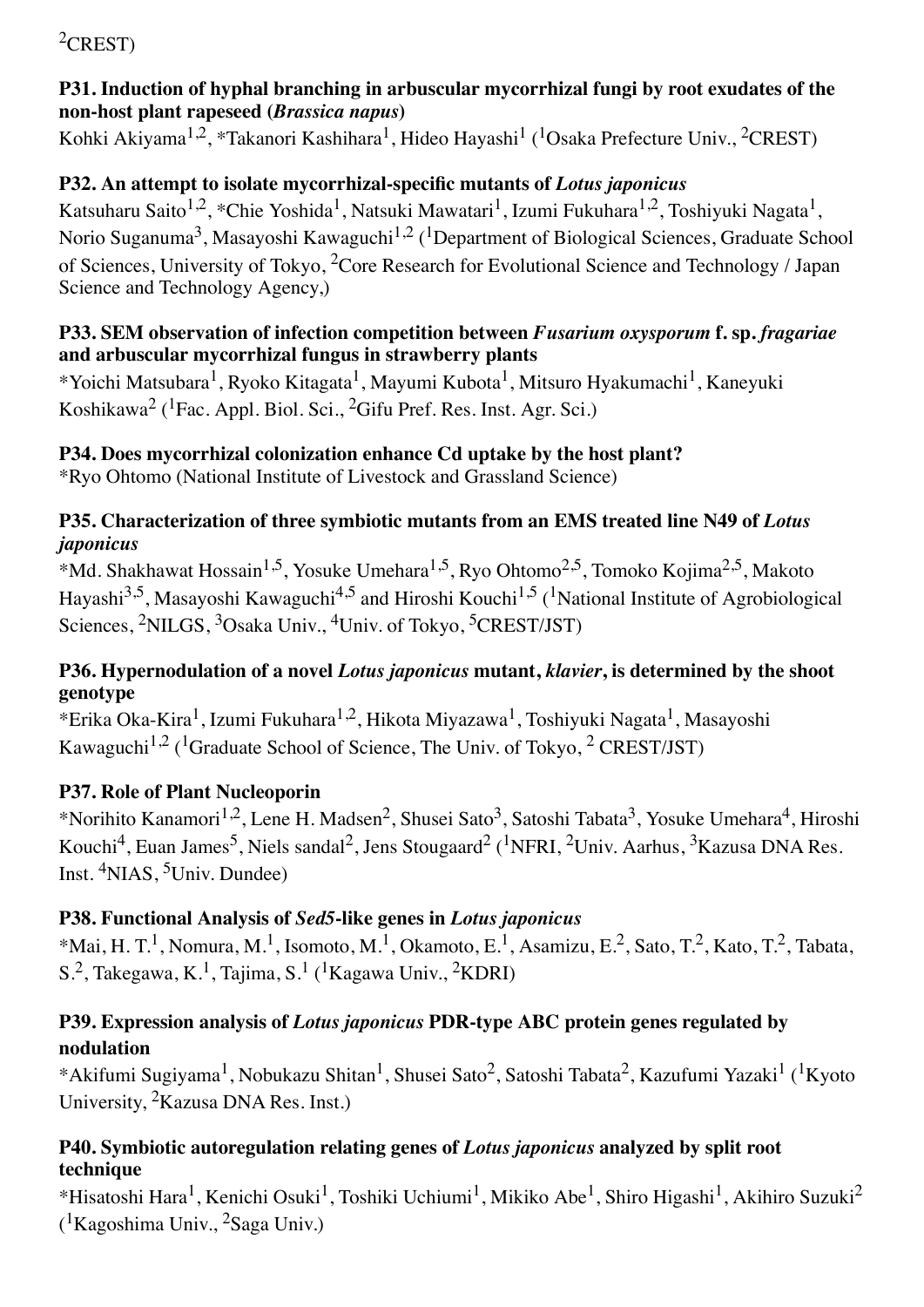[2]CREST)

**P31. Induction of hyphal branching in arbuscular mycorrhizal fungi by root exudates of the non-host plant rapeseed (*Brassica napus*)**

Kohki Akiyama[1,2], *Takanori Kashihara[1], Hideo Hayashi[1] ([1]Osaka Prefecture Univ., [2]CREST)

**P32. An attempt to isolate mycorrhizal-specific mutants of *Lotus japonicus***

Katsuharu Saito[1,2], *Chie Yoshida[1], Natsuki Mawatari[1], Izumi Fukuhara[1,2], Toshiyuki Nagata[1], Norio Suganuma[3], Masayoshi Kawaguchi[1,2] ([1]Department of Biological Sciences, Graduate School of Sciences, University of Tokyo, [2]Core Research for Evolutional Science and Technology / Japan Science and Technology Agency,)

**P33. SEM observation of infection competition between *Fusarium oxysporum* f. sp. *fragariae* and arbuscular mycorrhizal fungus in strawberry plants**

*Yoichi Matsubara[1], Ryoko Kitagata[1], Mayumi Kubota[1], Mitsuro Hyakumachi[1], Kaneyuki Koshikawa[2] ([1]Fac. Appl. Biol. Sci., [2]Gifu Pref. Res. Inst. Agr. Sci.)

**P34. Does mycorrhizal colonization enhance Cd uptake by the host plant?**

*Ryo Ohtomo (National Institute of Livestock and Grassland Science)

**P35. Characterization of three symbiotic mutants from an EMS treated line N49 of *Lotus japonicus***

*Md. Shakhawat Hossain[1,5], Yosuke Umehara[1,5], Ryo Ohtomo[2,5], Tomoko Kojima[2,5], Makoto Hayashi[3,5], Masayoshi Kawaguchi[4,5] and Hiroshi Kouchi[1,5] ([1]National Institute of Agrobiological Sciences, [2]NILGS, [3]Osaka Univ., [4]Univ. of Tokyo, [5]CREST/JST)

**P36. Hypernodulation of a novel *Lotus japonicus* mutant, *klavier*, is determined by the shoot genotype**

*Erika Oka-Kira[1], Izumi Fukuhara[1,2], Hikota Miyazawa[1], Toshiyuki Nagata[1], Masayoshi Kawaguchi[1,2] ([1]Graduate School of Science, The Univ. of Tokyo, [2] CREST/JST)

**P37. Role of Plant Nucleoporin**

*Norihito Kanamori[1,2], Lene H. Madsen[2], Shusei Sato[3], Satoshi Tabata[3], Yosuke Umehara[4], Hiroshi Kouchi[4], Euan James[5], Niels sandal[2], Jens Stougaard[2] ([1]NFRI, [2]Univ. Aarhus, [3]Kazusa DNA Res. Inst. [4]NIAS, [5]Univ. Dundee)

**P38. Functional Analysis of *Sed5*-like genes in *Lotus japonicus***

*Mai, H. T.[1], Nomura, M.[1], Isomoto, M.[1], Okamoto, E.[1], Asamizu, E.[2], Sato, T.[2], Kato, T.[2], Tabata, S.[2], Takegawa, K.[1], Tajima, S.[1] ([1]Kagawa Univ., [2]KDRI)

**P39. Expression analysis of *Lotus japonicus* PDR-type ABC protein genes regulated by nodulation**

*Akifumi Sugiyama[1], Nobukazu Shitan[1], Shusei Sato[2], Satoshi Tabata[2], Kazufumi Yazaki[1] ([1]Kyoto University, [2]Kazusa DNA Res. Inst.)

**P40. Symbiotic autoregulation relating genes of *Lotus japonicus* analyzed by split root technique**

*Hisatoshi Hara[1], Kenichi Osuki[1], Toshiki Uchiumi[1], Mikiko Abe[1], Shiro Higashi[1], Akihiro Suzuki[2] ([1]Kagoshima Univ., [2]Saga Univ.)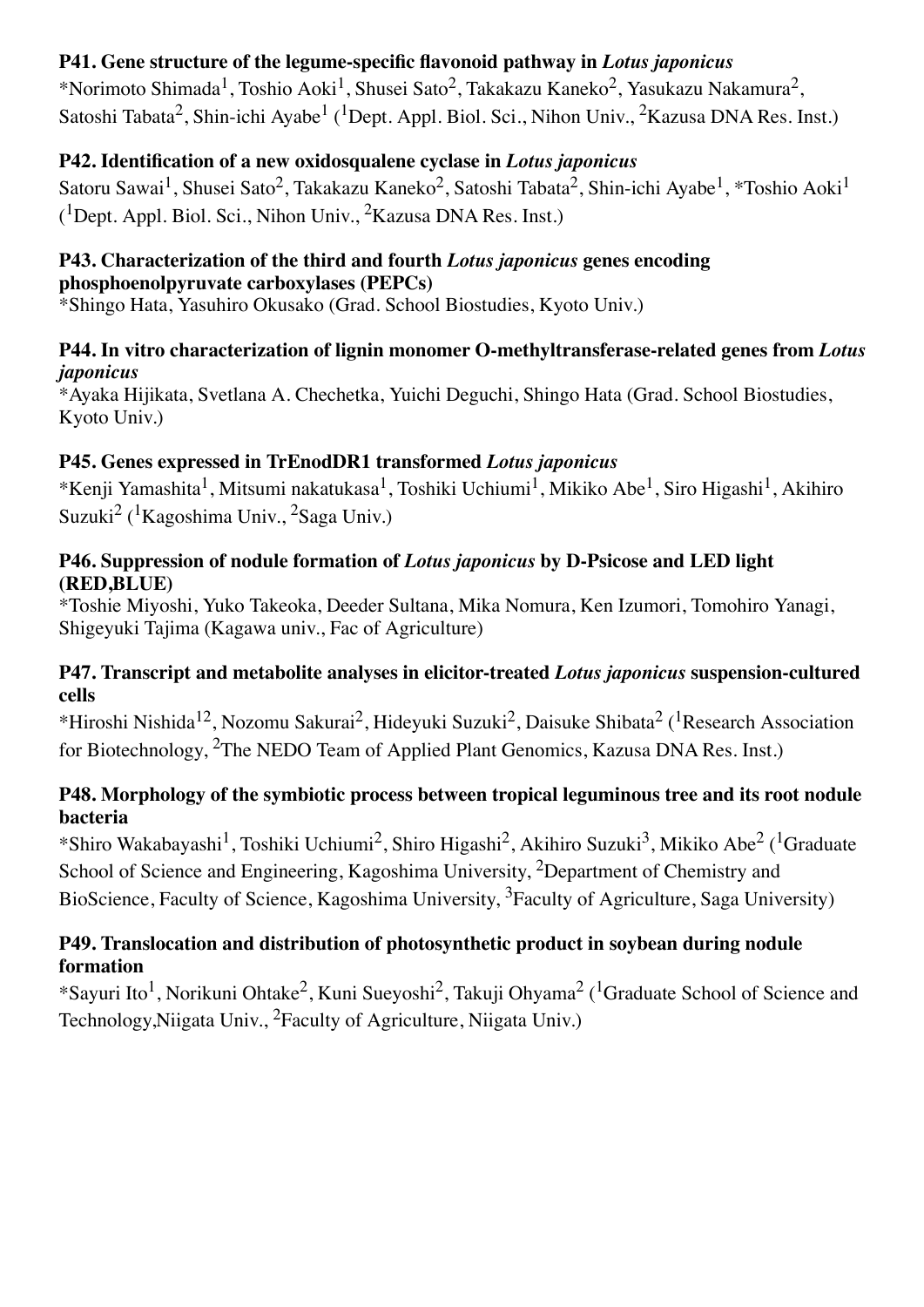### P41. Gene structure of the legume-specific flavonoid pathway in *Lotus japonicus*

*Norimoto Shimada[1], Toshio Aoki[1], Shusei Sato[2], Takakazu Kaneko[2], Yasukazu Nakamura[2], Satoshi Tabata[2], Shin-ichi Ayabe[1] ([1]Dept. Appl. Biol. Sci., Nihon Univ., [2]Kazusa DNA Res. Inst.)

### P42. Identification of a new oxidosqualene cyclase in *Lotus japonicus*

Satoru Sawai[1], Shusei Sato[2], Takakazu Kaneko[2], Satoshi Tabata[2], Shin-ichi Ayabe[1], *Toshio Aoki[1] ([1]Dept. Appl. Biol. Sci., Nihon Univ., [2]Kazusa DNA Res. Inst.)

### P43. Characterization of the third and fourth *Lotus japonicus* genes encoding phosphoenolpyruvate carboxylases (PEPCs)

*Shingo Hata, Yasuhiro Okusako (Grad. School Biostudies, Kyoto Univ.)

### P44. In vitro characterization of lignin monomer O-methyltransferase-related genes from *Lotus japonicus*

*Ayaka Hijikata, Svetlana A. Chechetka, Yuichi Deguchi, Shingo Hata (Grad. School Biostudies, Kyoto Univ.)

### P45. Genes expressed in TrEnodDR1 transformed *Lotus japonicus*

*Kenji Yamashita[1], Mitsumi nakatukasa[1], Toshiki Uchiumi[1], Mikiko Abe[1], Siro Higashi[1], Akihiro Suzuki[2] ([1]Kagoshima Univ., [2]Saga Univ.)

### P46. Suppression of nodule formation of *Lotus japonicus* by D-Psicose and LED light (RED,BLUE)

*Toshie Miyoshi, Yuko Takeoka, Deeder Sultana, Mika Nomura, Ken Izumori, Tomohiro Yanagi, Shigeyuki Tajima (Kagawa univ., Fac of Agriculture)

### P47. Transcript and metabolite analyses in elicitor-treated *Lotus japonicus* suspension-cultured cells

*Hiroshi Nishida[12], Nozomu Sakurai[2], Hideyuki Suzuki[2], Daisuke Shibata[2] ([1]Research Association for Biotechnology, [2]The NEDO Team of Applied Plant Genomics, Kazusa DNA Res. Inst.)

### P48. Morphology of the symbiotic process between tropical leguminous tree and its root nodule bacteria

*Shiro Wakabayashi[1], Toshiki Uchiumi[2], Shiro Higashi[2], Akihiro Suzuki[3], Mikiko Abe[2] ([1]Graduate School of Science and Engineering, Kagoshima University, [2]Department of Chemistry and BioScience, Faculty of Science, Kagoshima University, [3]Faculty of Agriculture, Saga University)

### P49. Translocation and distribution of photosynthetic product in soybean during nodule formation

*Sayuri Ito[1], Norikuni Ohtake[2], Kuni Sueyoshi[2], Takuji Ohyama[2] ([1]Graduate School of Science and Technology,Niigata Univ., [2]Faculty of Agriculture, Niigata Univ.)